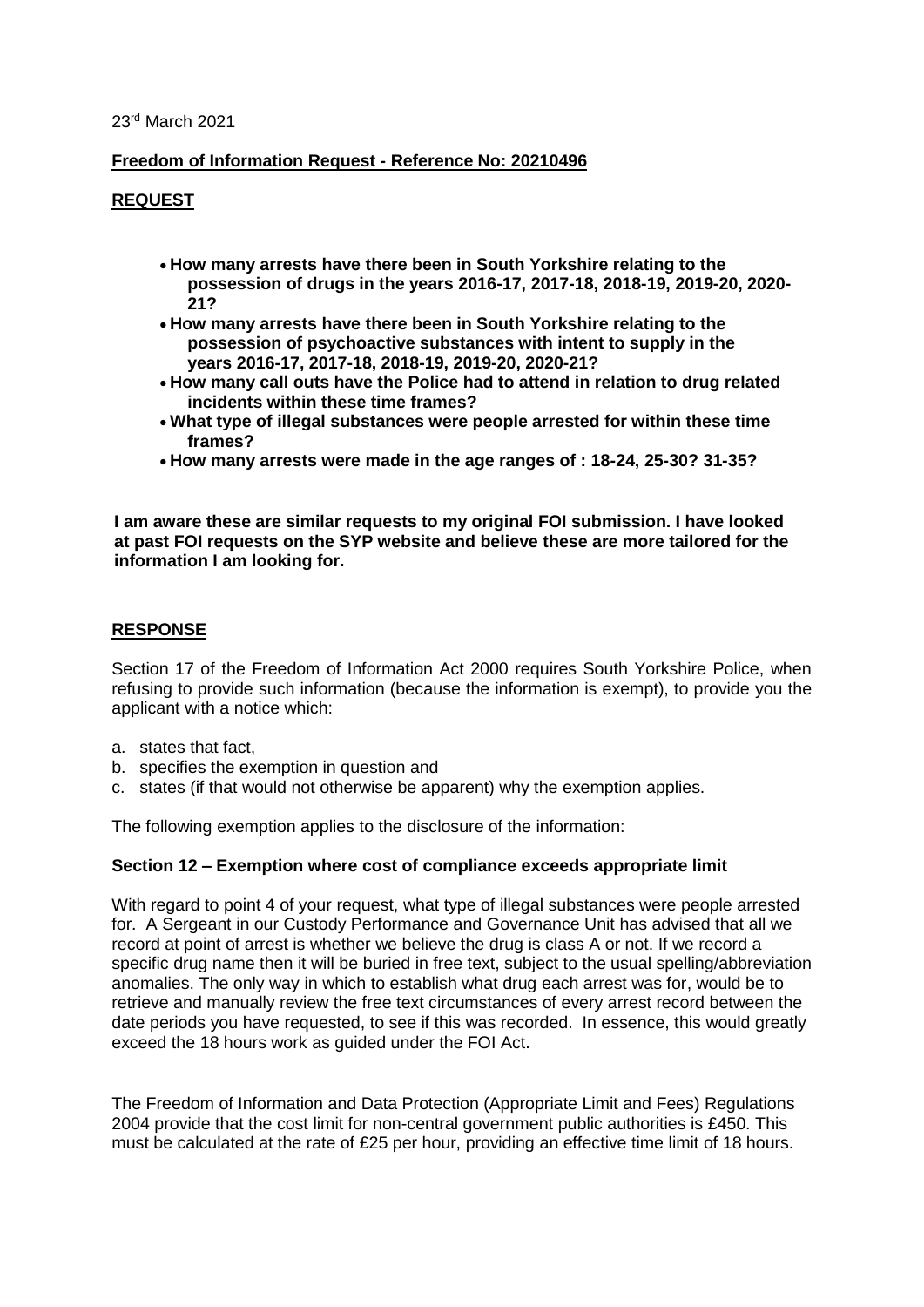23rd March 2021

**Freedom of Information Request - Reference No: 20210496**

**REQUEST**

- **How many arrests have there been in South Yorkshire relating to the possession of drugs in the years 2016-17, 2017-18, 2018-19, 2019-20, 2020-21?**
- **How many arrests have there been in South Yorkshire relating to the possession of psychoactive substances with intent to supply in the years 2016-17, 2017-18, 2018-19, 2019-20, 2020-21?**
- **How many call outs have the Police had to attend in relation to drug related incidents within these time frames?**
- **What type of illegal substances were people arrested for within these time frames?**
- **How many arrests were made in the age ranges of : 18-24, 25-30? 31-35?**

**I am aware these are similar requests to my original FOI submission. I have looked at past FOI requests on the SYP website and believe these are more tailored for the information I am looking for.**

**RESPONSE**

Section 17 of the Freedom of Information Act 2000 requires South Yorkshire Police, when refusing to provide such information (because the information is exempt), to provide you the applicant with a notice which:

a. states that fact,
b. specifies the exemption in question and
c. states (if that would not otherwise be apparent) why the exemption applies.

The following exemption applies to the disclosure of the information:

**Section 12 – Exemption where cost of compliance exceeds appropriate limit**

With regard to point 4 of your request, what type of illegal substances were people arrested for. A Sergeant in our Custody Performance and Governance Unit has advised that all we record at point of arrest is whether we believe the drug is class A or not. If we record a specific drug name then it will be buried in free text, subject to the usual spelling/abbreviation anomalies. The only way in which to establish what drug each arrest was for, would be to retrieve and manually review the free text circumstances of every arrest record between the date periods you have requested, to see if this was recorded. In essence, this would greatly exceed the 18 hours work as guided under the FOI Act.

The Freedom of Information and Data Protection (Appropriate Limit and Fees) Regulations 2004 provide that the cost limit for non-central government public authorities is £450. This must be calculated at the rate of £25 per hour, providing an effective time limit of 18 hours.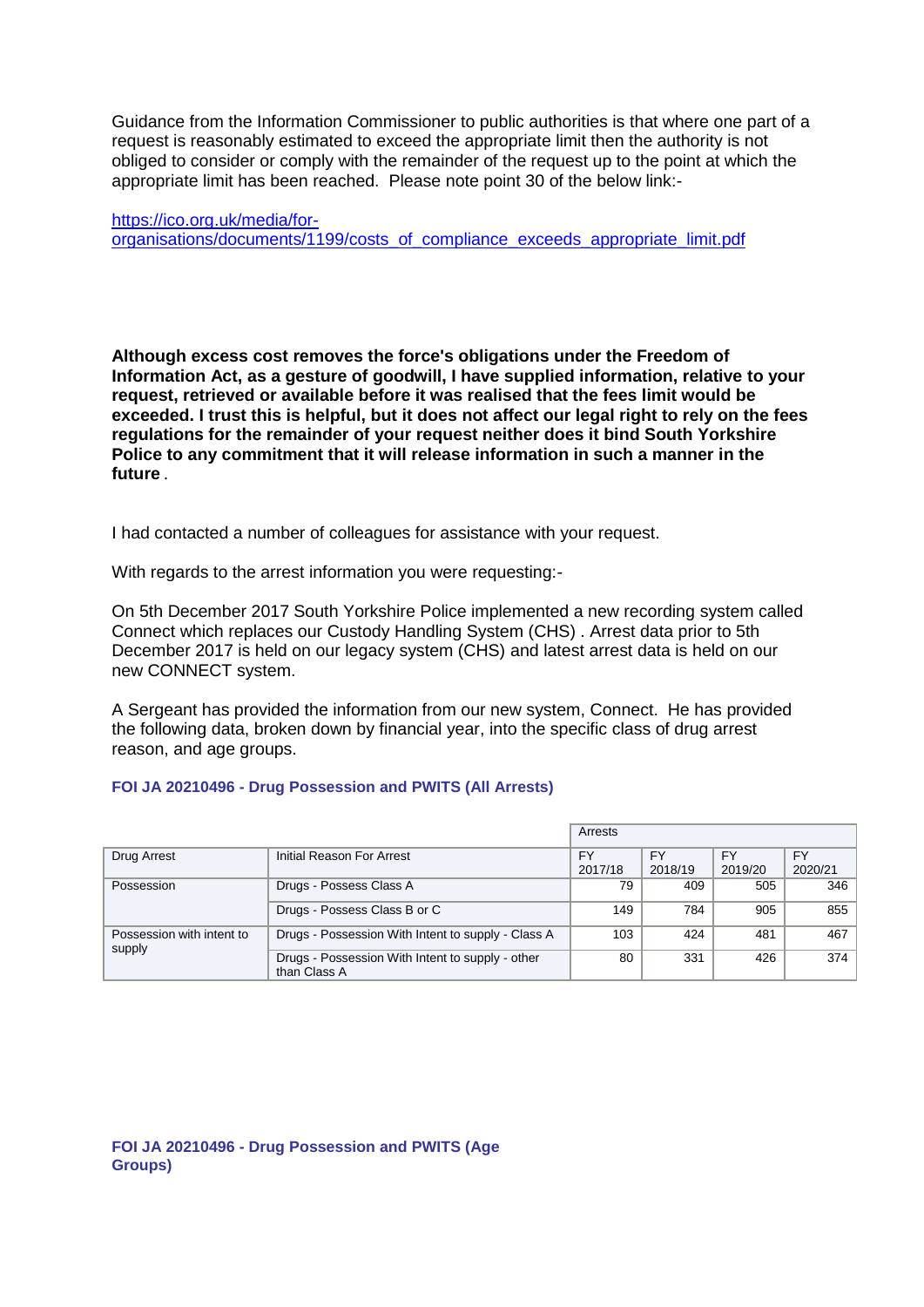Guidance from the Information Commissioner to public authorities is that where one part of a request is reasonably estimated to exceed the appropriate limit then the authority is not obliged to consider or comply with the remainder of the request up to the point at which the appropriate limit has been reached. Please note point 30 of the below link:-

[https://ico.org.uk/media/for-organisations/documents/1199/costs_of_compliance_exceeds_appropriate_limit.pdf](https://ico.org.uk/media/for-organisations/documents/1199/costs_of_compliance_exceeds_appropriate_limit.pdf)

**Although excess cost removes the force's obligations under the Freedom of Information Act, as a gesture of goodwill, I have supplied information, relative to your request, retrieved or available before it was realised that the fees limit would be exceeded. I trust this is helpful, but it does not affect our legal right to rely on the fees regulations for the remainder of your request neither does it bind South Yorkshire Police to any commitment that it will release information in such a manner in the future** .

I had contacted a number of colleagues for assistance with your request.

With regards to the arrest information you were requesting:-

On 5th December 2017 South Yorkshire Police implemented a new recording system called Connect which replaces our Custody Handling System (CHS) . Arrest data prior to 5th December 2017 is held on our legacy system (CHS) and latest arrest data is held on our new CONNECT system.

A Sergeant has provided the information from our new system, Connect. He has provided the following data, broken down by financial year, into the specific class of drug arrest reason, and age groups.

**FOI JA 20210496 - Drug Possession and PWITS (All Arrests)**

| | | Arrests | | | |
|---|---|---|---|---|---|
| Drug Arrest | Initial Reason For Arrest | FY 2017/18 | FY 2018/19 | FY 2019/20 | FY 2020/21 |
| Possession | Drugs - Possess Class A | 79 | 409 | 505 | 346 |
| | Drugs - Possess Class B or C | 149 | 784 | 905 | 855 |
| Possession with intent to supply | Drugs - Possession With Intent to supply - Class A | 103 | 424 | 481 | 467 |
| | Drugs - Possession With Intent to supply - other than Class A | 80 | 331 | 426 | 374 |

**FOI JA 20210496 - Drug Possession and PWITS (Age Groups)**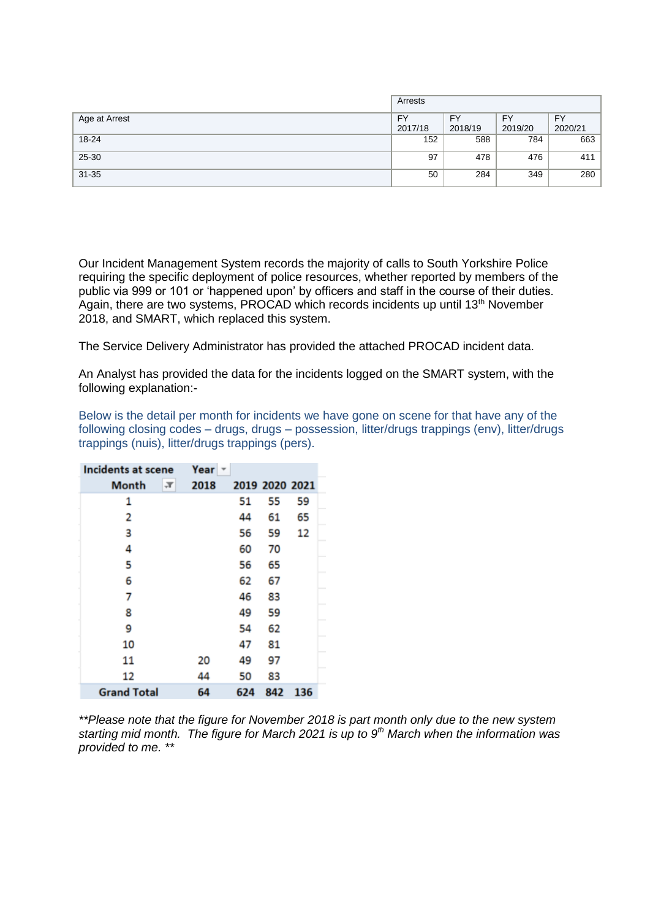| | Arrests | | | |
|---|---|---|---|---|
| Age at Arrest | FY 2017/18 | FY 2018/19 | FY 2019/20 | FY 2020/21 |
| 18-24 | 152 | 588 | 784 | 663 |
| 25-30 | 97 | 478 | 476 | 411 |
| 31-35 | 50 | 284 | 349 | 280 |

Our Incident Management System records the majority of calls to South Yorkshire Police requiring the specific deployment of police resources, whether reported by members of the public via 999 or 101 or 'happened upon' by officers and staff in the course of their duties. Again, there are two systems, PROCAD which records incidents up until 13th November 2018, and SMART, which replaced this system.

The Service Delivery Administrator has provided the attached PROCAD incident data.

An Analyst has provided the data for the incidents logged on the SMART system, with the following explanation:-

Below is the detail per month for incidents we have gone on scene for that have any of the following closing codes – drugs, drugs – possession, litter/drugs trappings (env), litter/drugs trappings (nuis), litter/drugs trappings (pers).

| Incidents at scene | Year | | | |
|---|---|---|---|---|
| Month | 2018 | 2019 | 2020 | 2021 |
| 1 | | 51 | 55 | 59 |
| 2 | | 44 | 61 | 65 |
| 3 | | 56 | 59 | 12 |
| 4 | | 60 | 70 | |
| 5 | | 56 | 65 | |
| 6 | | 62 | 67 | |
| 7 | | 46 | 83 | |
| 8 | | 49 | 59 | |
| 9 | | 54 | 62 | |
| 10 | | 47 | 81 | |
| 11 | 20 | 49 | 97 | |
| 12 | 44 | 50 | 83 | |
| **Grand Total** | **64** | **624** | **842** | **136** |

*\*\*Please note that the figure for November 2018 is part month only due to the new system starting mid month. The figure for March 2021 is up to 9th March when the information was provided to me. \*\**